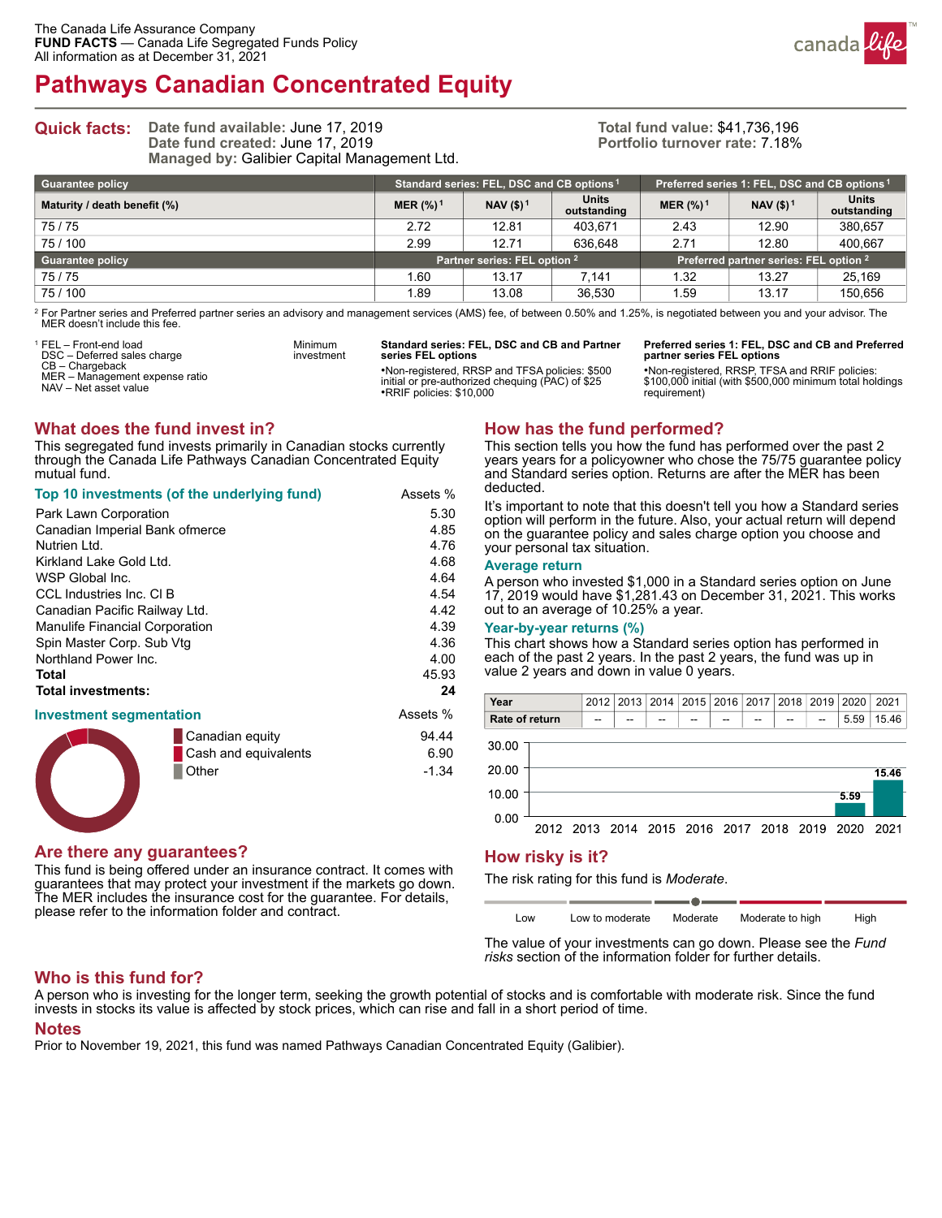The Canada Life Assurance Company
**FUND FACTS** — Canada Life Segregated Funds Policy
All information as at December 31, 2021

# Pathways Canadian Concentrated Equity

## Quick facts:

**Date fund available:** June 17, 2019
**Date fund created:** June 17, 2019
**Managed by:** Galibier Capital Management Ltd.

**Total fund value:** $41,736,196
**Portfolio turnover rate:** 7.18%

| Guarantee policy | Standard series: FEL, DSC and CB options [1] | | | Preferred series 1: FEL, DSC and CB options [1] | | |
|---|---|---|---|---|---|---|
| Maturity / death benefit (%) | MER (%) [1] | NAV ($) [1] | Units outstanding | MER (%) [1] | NAV ($) [1] | Units outstanding |
| 75 / 75 | 2.72 | 12.81 | 403,671 | 2.43 | 12.90 | 380,657 |
| 75 / 100 | 2.99 | 12.71 | 636,648 | 2.71 | 12.80 | 400,667 |
| Guarantee policy | Partner series: FEL option [2] | | | Preferred partner series: FEL option [2] | | |
| 75 / 75 | 1.60 | 13.17 | 7,141 | 1.32 | 13.27 | 25,169 |
| 75 / 100 | 1.89 | 13.08 | 36,530 | 1.59 | 13.17 | 150,656 |

[2] For Partner series and Preferred partner series an advisory and management services (AMS) fee, of between 0.50% and 1.25%, is negotiated between you and your advisor. The MER doesn't include this fee.

[1] FEL – Front-end load
DSC – Deferred sales charge
CB – Chargeback
MER – Management expense ratio
NAV – Net asset value

Minimum investment

**Standard series: FEL, DSC and CB and Partner series FEL options**
- Non-registered, RRSP and TFSA policies: $500 initial or pre-authorized chequing (PAC) of $25
- RRIF policies: $10,000

**Preferred series 1: FEL, DSC and CB and Preferred partner series FEL options**
- Non-registered, RRSP, TFSA and RRIF policies: $100,000 initial (with $500,000 minimum total holdings requirement)

## What does the fund invest in?

This segregated fund invests primarily in Canadian stocks currently through the Canada Life Pathways Canadian Concentrated Equity mutual fund.

### Top 10 investments (of the underlying fund)

| | Assets % |
|---|---|
| Park Lawn Corporation | 5.30 |
| Canadian Imperial Bank ofmerce | 4.85 |
| Nutrien Ltd. | 4.76 |
| Kirkland Lake Gold Ltd. | 4.68 |
| WSP Global Inc. | 4.64 |
| CCL Industries Inc. Cl B | 4.54 |
| Canadian Pacific Railway Ltd. | 4.42 |
| Manulife Financial Corporation | 4.39 |
| Spin Master Corp. Sub Vtg | 4.36 |
| Northland Power Inc. | 4.00 |
| **Total** | **45.93** |
| **Total investments:** | **24** |

### Investment segmentation

| | Assets % |
|---|---|
| Canadian equity | 94.44 |
| Cash and equivalents | 6.90 |
| Other | -1.34 |

## How has the fund performed?

This section tells you how the fund has performed over the past 2 years for a policyowner who chose the 75/75 guarantee policy and Standard series option. Returns are after the MER has been deducted.

It's important to note that this doesn't tell you how a Standard series option will perform in the future. Also, your actual return will depend on the guarantee policy and sales charge option you choose and your personal tax situation.

### Average return

A person who invested $1,000 in a Standard series option on June 17, 2019 would have $1,281.43 on December 31, 2021. This works out to an average of 10.25% a year.

### Year-by-year returns (%)

This chart shows how a Standard series option has performed in each of the past 2 years. In the past 2 years, the fund was up in value 2 years and down in value 0 years.

| Year | 2012 | 2013 | 2014 | 2015 | 2016 | 2017 | 2018 | 2019 | 2020 | 2021 |
|---|---|---|---|---|---|---|---|---|---|---|
| Rate of return | -- | -- | -- | -- | -- | -- | -- | -- | 5.59 | 15.46 |

## Are there any guarantees?

This fund is being offered under an insurance contract. It comes with guarantees that may protect your investment if the markets go down. The MER includes the insurance cost for the guarantee. For details, please refer to the information folder and contract.

## How risky is it?

The risk rating for this fund is *Moderate*.

Low | Low to moderate | Moderate | Moderate to high | High

The value of your investments can go down. Please see the *Fund risks* section of the information folder for further details.

## Who is this fund for?

A person who is investing for the longer term, seeking the growth potential of stocks and is comfortable with moderate risk. Since the fund invests in stocks its value is affected by stock prices, which can rise and fall in a short period of time.

## Notes

Prior to November 19, 2021, this fund was named Pathways Canadian Concentrated Equity (Galibier).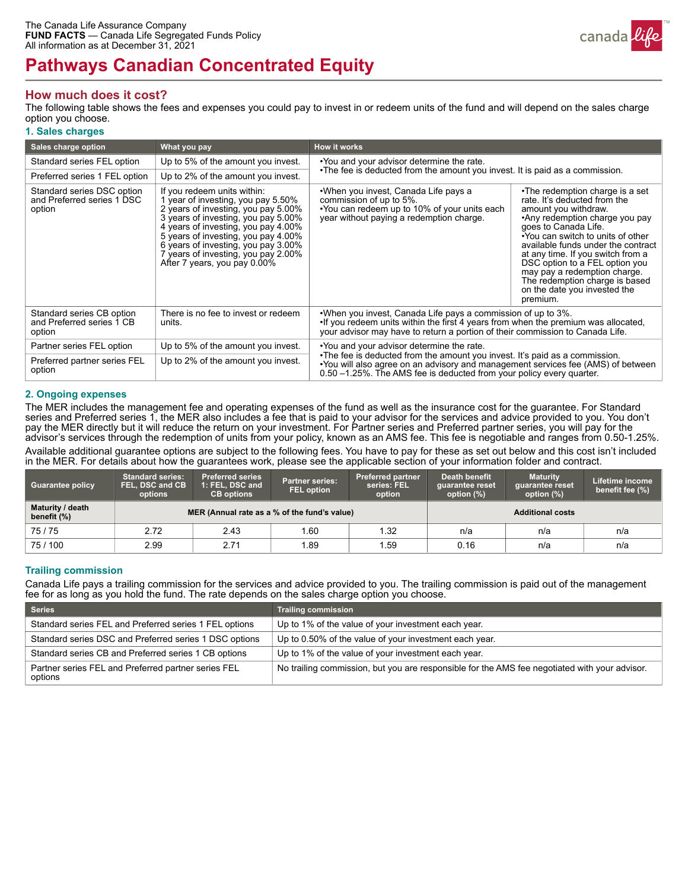The Canada Life Assurance Company
**FUND FACTS** — Canada Life Segregated Funds Policy
All information as at December 31, 2021

# Pathways Canadian Concentrated Equity

## How much does it cost?

The following table shows the fees and expenses you could pay to invest in or redeem units of the fund and will depend on the sales charge option you choose.

### 1. Sales charges

| Sales charge option | What you pay | How it works | |
|---|---|---|---|
| Standard series FEL option | Up to 5% of the amount you invest. | •You and your advisor determine the rate.<br>•The fee is deducted from the amount you invest. It is paid as a commission. | |
| Preferred series 1 FEL option | Up to 2% of the amount you invest. | | |
| Standard series DSC option and Preferred series 1 DSC option | If you redeem units within:<br>1 year of investing, you pay 5.50%<br>2 years of investing, you pay 5.00%<br>3 years of investing, you pay 5.00%<br>4 years of investing, you pay 4.00%<br>5 years of investing, you pay 4.00%<br>6 years of investing, you pay 3.00%<br>7 years of investing, you pay 2.00%<br>After 7 years, you pay 0.00% | •When you invest, Canada Life pays a commission of up to 5%.<br>•You can redeem up to 10% of your units each year without paying a redemption charge. | •The redemption charge is a set rate. It's deducted from the amount you withdraw.<br>•Any redemption charge you pay goes to Canada Life.<br>•You can switch to units of other available funds under the contract at any time. If you switch from a DSC option to a FEL option you may pay a redemption charge. The redemption charge is based on the date you invested the premium. |
| Standard series CB option and Preferred series 1 CB option | There is no fee to invest or redeem units. | •When you invest, Canada Life pays a commission of up to 3%.<br>•If you redeem units within the first 4 years from when the premium was allocated, your advisor may have to return a portion of their commission to Canada Life. | |
| Partner series FEL option | Up to 5% of the amount you invest. | •You and your advisor determine the rate.<br>•The fee is deducted from the amount you invest. It's paid as a commission.<br>•You will also agree on an advisory and management services fee (AMS) of between 0.50 –1.25%. The AMS fee is deducted from your policy every quarter. | |
| Preferred partner series FEL option | Up to 2% of the amount you invest. | | |

### 2. Ongoing expenses

The MER includes the management fee and operating expenses of the fund as well as the insurance cost for the guarantee. For Standard series and Preferred series 1, the MER also includes a fee that is paid to your advisor for the services and advice provided to you. You don't pay the MER directly but it will reduce the return on your investment. For Partner series and Preferred partner series, you will pay for the advisor's services through the redemption of units from your policy, known as an AMS fee. This fee is negotiable and ranges from 0.50-1.25%.

Available additional guarantee options are subject to the following fees. You have to pay for these as set out below and this cost isn't included in the MER. For details about how the guarantees work, please see the applicable section of your information folder and contract.

| Guarantee policy | Standard series: FEL, DSC and CB options | Preferred series 1: FEL, DSC and CB options | Partner series: FEL option | Preferred partner series: FEL option | Death benefit guarantee reset option (%) | Maturity guarantee reset option (%) | Lifetime income benefit fee (%) |
|---|---|---|---|---|---|---|---|
| Maturity / death benefit (%) | MER (Annual rate as a % of the fund's value) | | | | Additional costs | | |
| 75 / 75 | 2.72 | 2.43 | 1.60 | 1.32 | n/a | n/a | n/a |
| 75 / 100 | 2.99 | 2.71 | 1.89 | 1.59 | 0.16 | n/a | n/a |

### Trailing commission

Canada Life pays a trailing commission for the services and advice provided to you. The trailing commission is paid out of the management fee for as long as you hold the fund. The rate depends on the sales charge option you choose.

| Series | Trailing commission |
|---|---|
| Standard series FEL and Preferred series 1 FEL options | Up to 1% of the value of your investment each year. |
| Standard series DSC and Preferred series 1 DSC options | Up to 0.50% of the value of your investment each year. |
| Standard series CB and Preferred series 1 CB options | Up to 1% of the value of your investment each year. |
| Partner series FEL and Preferred partner series FEL options | No trailing commission, but you are responsible for the AMS fee negotiated with your advisor. |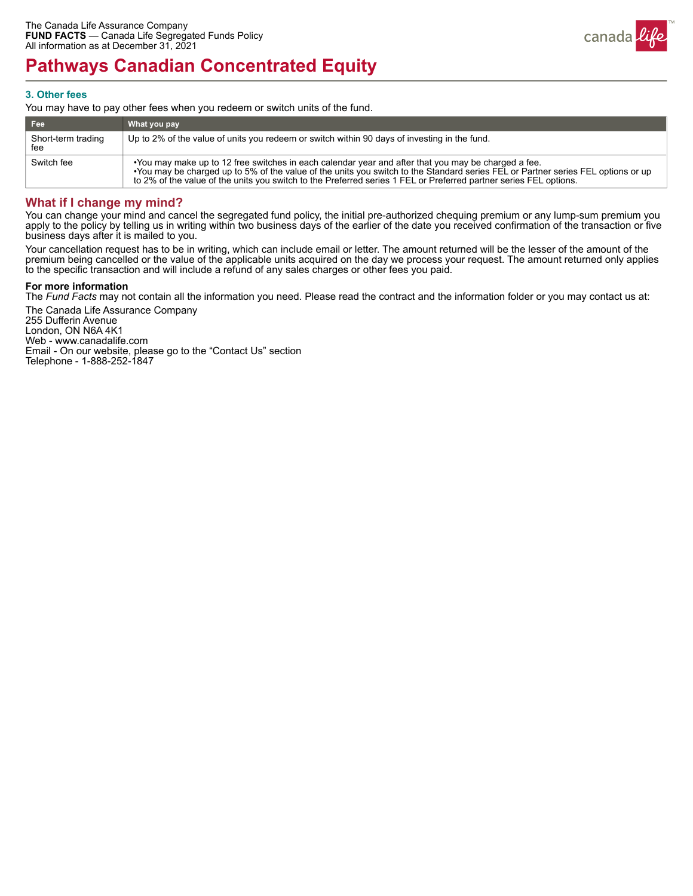# Pathways Canadian Concentrated Equity

### 3. Other fees

You may have to pay other fees when you redeem or switch units of the fund.

| Fee | What you pay |
| --- | --- |
| Short-term trading fee | Up to 2% of the value of units you redeem or switch within 90 days of investing in the fund. |
| Switch fee | •You may make up to 12 free switches in each calendar year and after that you may be charged a fee.<br>•You may be charged up to 5% of the value of the units you switch to the Standard series FEL or Partner series FEL options or up to 2% of the value of the units you switch to the Preferred series 1 FEL or Preferred partner series FEL options. |

## What if I change my mind?

You can change your mind and cancel the segregated fund policy, the initial pre-authorized chequing premium or any lump-sum premium you apply to the policy by telling us in writing within two business days of the earlier of the date you received confirmation of the transaction or five business days after it is mailed to you.

Your cancellation request has to be in writing, which can include email or letter. The amount returned will be the lesser of the amount of the premium being cancelled or the value of the applicable units acquired on the day we process your request. The amount returned only applies to the specific transaction and will include a refund of any sales charges or other fees you paid.

**For more information**

The *Fund Facts* may not contain all the information you need. Please read the contract and the information folder or you may contact us at:

The Canada Life Assurance Company
255 Dufferin Avenue
London, ON N6A 4K1
Web - www.canadalife.com
Email - On our website, please go to the “Contact Us” section
Telephone - 1-888-252-1847